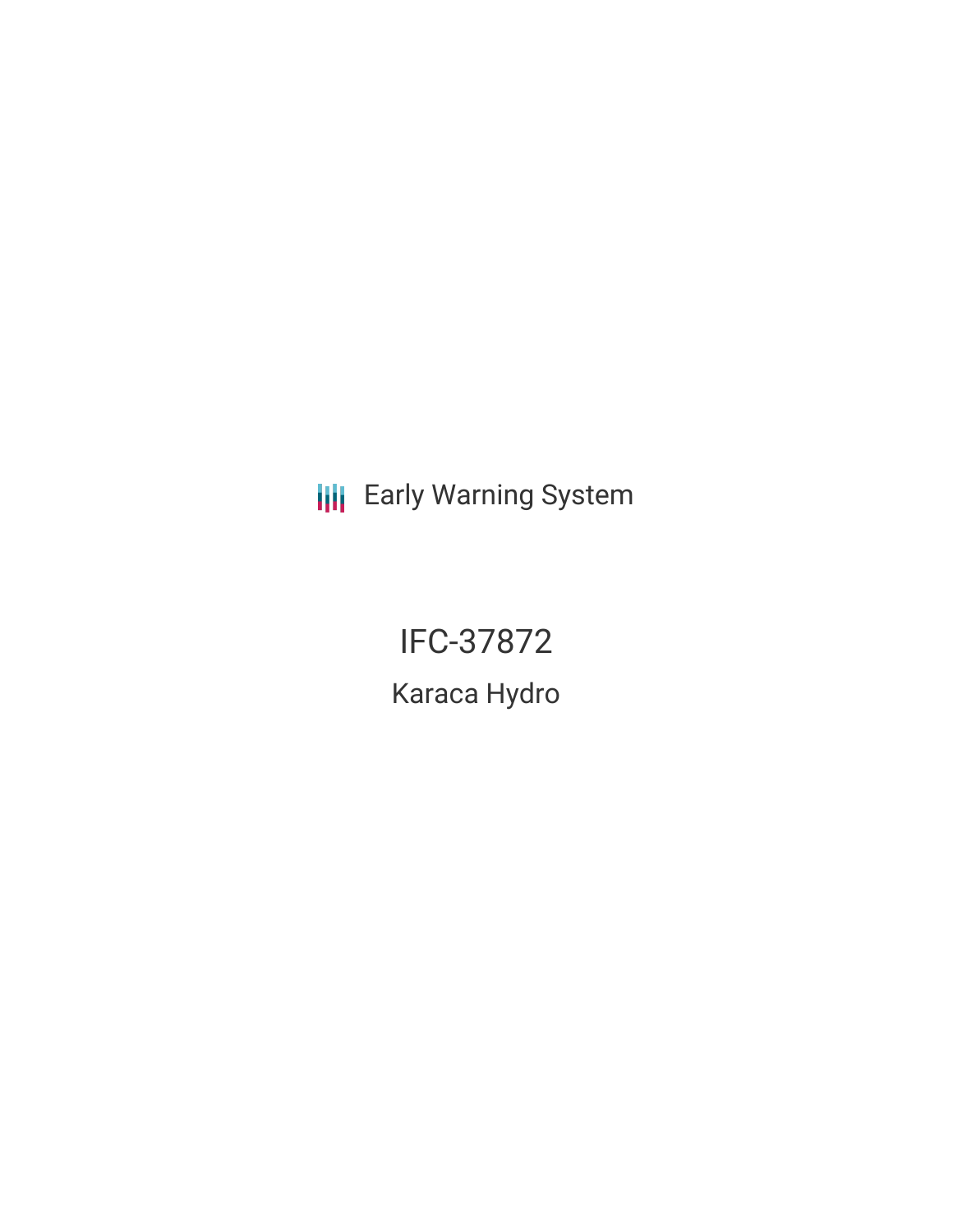Early Warning System

# IFC-37872

## Karaca Hydro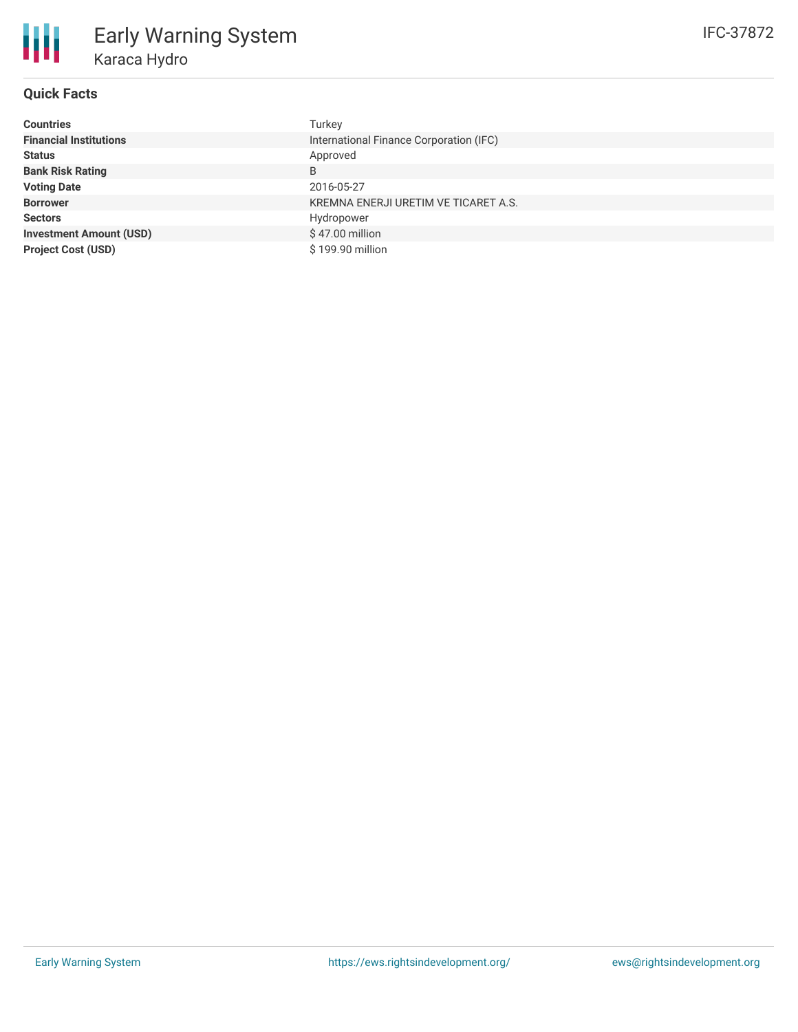# Early Warning System

## Karaca Hydro

IFC-37872

### Quick Facts

| | |
|---|---|
| **Countries** | Turkey |
| **Financial Institutions** | International Finance Corporation (IFC) |
| **Status** | Approved |
| **Bank Risk Rating** | B |
| **Voting Date** | 2016-05-27 |
| **Borrower** | KREMNA ENERJI URETIM VE TICARET A.S. |
| **Sectors** | Hydropower |
| **Investment Amount (USD)** | $ 47.00 million |
| **Project Cost (USD)** | $ 199.90 million |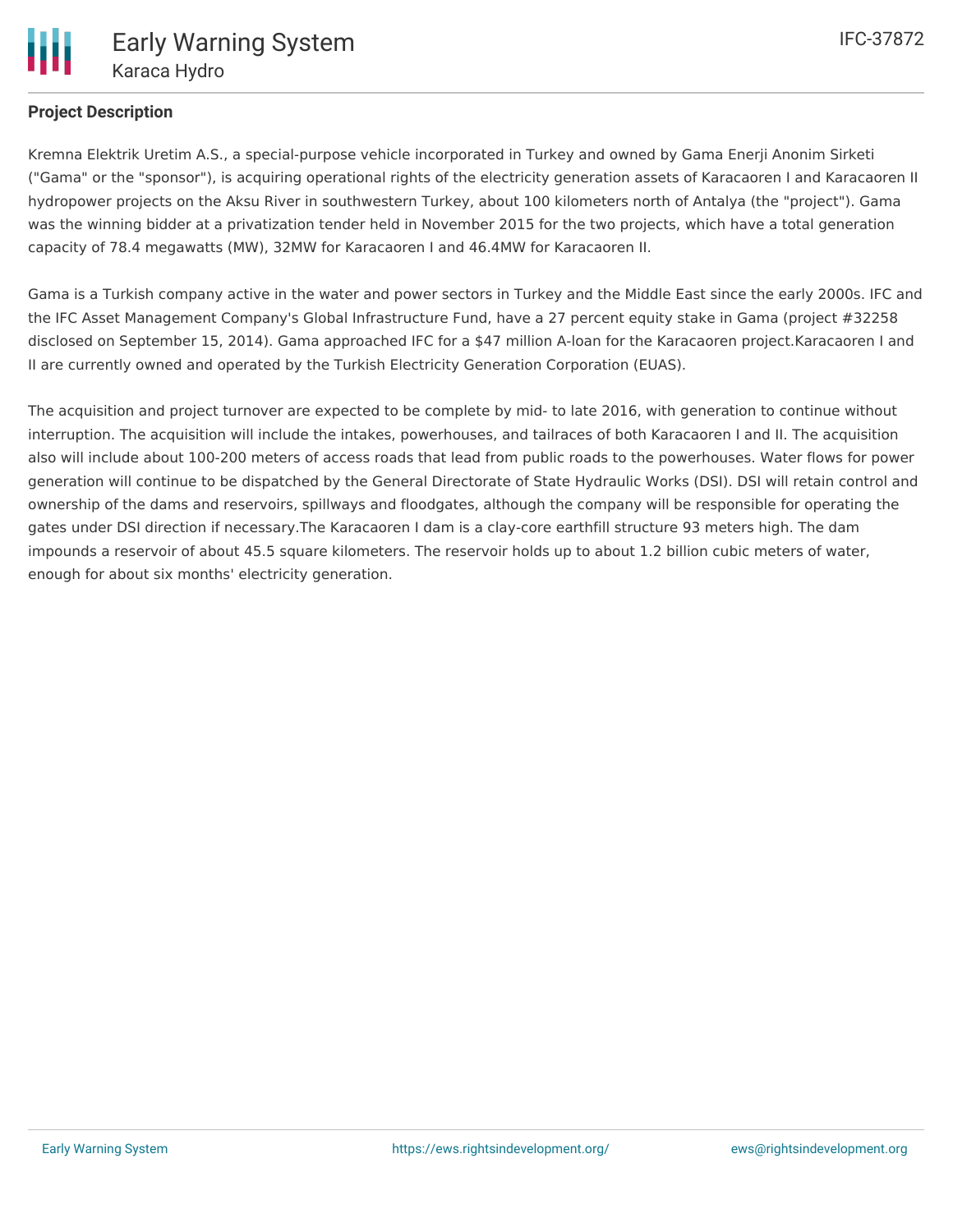## Project Description

Kremna Elektrik Uretim A.S., a special-purpose vehicle incorporated in Turkey and owned by Gama Enerji Anonim Sirketi ("Gama" or the "sponsor"), is acquiring operational rights of the electricity generation assets of Karacaoren I and Karacaoren II hydropower projects on the Aksu River in southwestern Turkey, about 100 kilometers north of Antalya (the "project"). Gama was the winning bidder at a privatization tender held in November 2015 for the two projects, which have a total generation capacity of 78.4 megawatts (MW), 32MW for Karacaoren I and 46.4MW for Karacaoren II.

Gama is a Turkish company active in the water and power sectors in Turkey and the Middle East since the early 2000s. IFC and the IFC Asset Management Company's Global Infrastructure Fund, have a 27 percent equity stake in Gama (project #32258 disclosed on September 15, 2014). Gama approached IFC for a $47 million A-loan for the Karacaoren project.Karacaoren I and II are currently owned and operated by the Turkish Electricity Generation Corporation (EUAS).

The acquisition and project turnover are expected to be complete by mid- to late 2016, with generation to continue without interruption. The acquisition will include the intakes, powerhouses, and tailraces of both Karacaoren I and II. The acquisition also will include about 100-200 meters of access roads that lead from public roads to the powerhouses. Water flows for power generation will continue to be dispatched by the General Directorate of State Hydraulic Works (DSI). DSI will retain control and ownership of the dams and reservoirs, spillways and floodgates, although the company will be responsible for operating the gates under DSI direction if necessary.The Karacaoren I dam is a clay-core earthfill structure 93 meters high. The dam impounds a reservoir of about 45.5 square kilometers. The reservoir holds up to about 1.2 billion cubic meters of water, enough for about six months' electricity generation.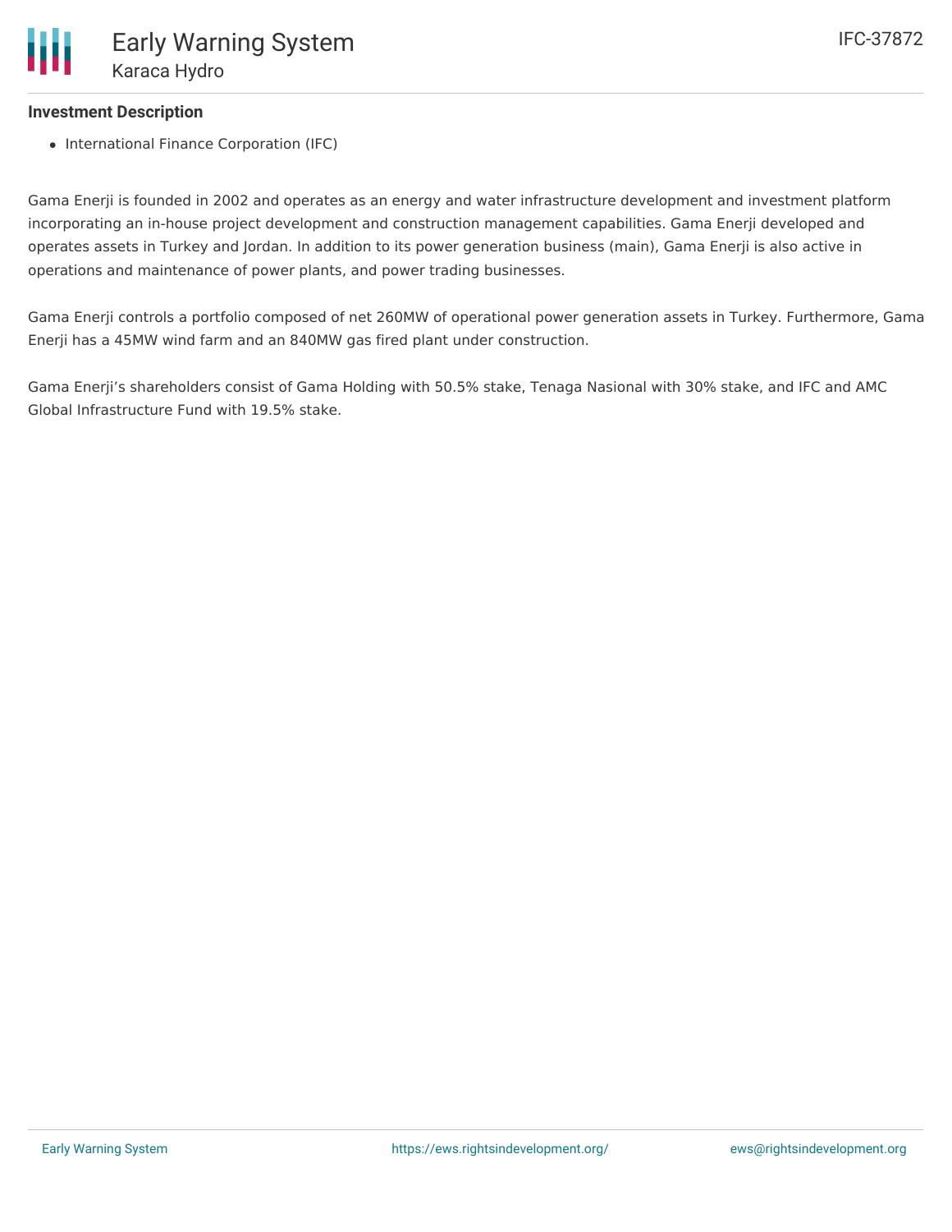### Investment Description

- International Finance Corporation (IFC)

Gama Enerji is founded in 2002 and operates as an energy and water infrastructure development and investment platform incorporating an in-house project development and construction management capabilities. Gama Enerji developed and operates assets in Turkey and Jordan. In addition to its power generation business (main), Gama Enerji is also active in operations and maintenance of power plants, and power trading businesses.

Gama Enerji controls a portfolio composed of net 260MW of operational power generation assets in Turkey. Furthermore, Gama Enerji has a 45MW wind farm and an 840MW gas fired plant under construction.

Gama Enerji's shareholders consist of Gama Holding with 50.5% stake, Tenaga Nasional with 30% stake, and IFC and AMC Global Infrastructure Fund with 19.5% stake.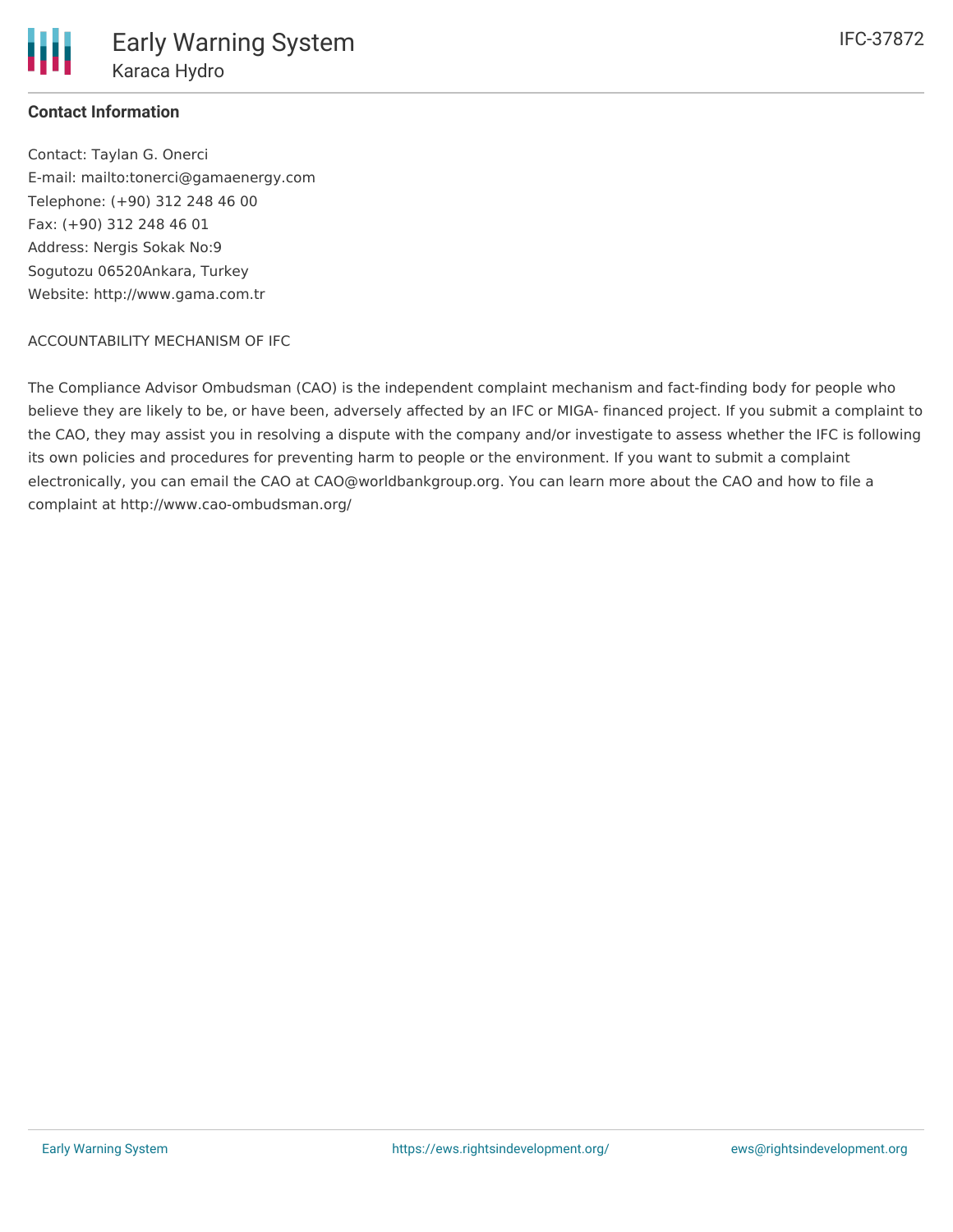**Contact Information**

Contact: Taylan G. Onerci
E-mail: mailto:tonerci@gamaenergy.com
Telephone: (+90) 312 248 46 00
Fax: (+90) 312 248 46 01
Address: Nergis Sokak No:9
Sogutozu 06520Ankara, Turkey
Website: http://www.gama.com.tr

ACCOUNTABILITY MECHANISM OF IFC

The Compliance Advisor Ombudsman (CAO) is the independent complaint mechanism and fact-finding body for people who believe they are likely to be, or have been, adversely affected by an IFC or MIGA- financed project. If you submit a complaint to the CAO, they may assist you in resolving a dispute with the company and/or investigate to assess whether the IFC is following its own policies and procedures for preventing harm to people or the environment. If you want to submit a complaint electronically, you can email the CAO at CAO@worldbankgroup.org. You can learn more about the CAO and how to file a complaint at http://www.cao-ombudsman.org/